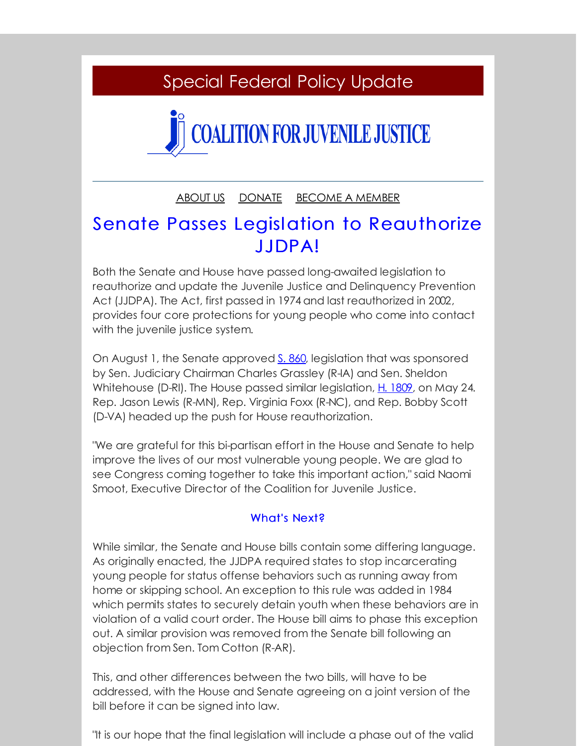Special Federal Policy Update

COALITION FOR JUVENILE JUSTICE

ABOUT US DONATE BECOME A MEMBER

# Senate Passes Legislation to Reauthorize JJDPA!

Both the Senate and House have passed long-awaited legislation to reauthorize and update the Juvenile Justice and Delinquency Prevention Act (JJDPA). The Act, first passed in 1974 and last reauthorized in 2002, provides four core protections for young people who come into contact with the juvenile justice system.

On August 1, the Senate approved S. 860, legislation that was sponsored by Sen. Judiciary Chairman Charles Grassley (R-IA) and Sen. Sheldon Whitehouse (D-RI). The House passed similar legislation, H. 1809, on May 24. Rep. Jason Lewis (R-MN), Rep. Virginia Foxx (R-NC), and Rep. Bobby Scott (D-VA) headed up the push for House reauthorization.

"We are grateful for this bi-partisan effort in the House and Senate to help improve the lives of our most vulnerable young people. We are glad to see Congress coming together to take this important action," said Naomi Smoot, Executive Director of the Coalition for Juvenile Justice.

### What's Next?

While similar, the Senate and House bills contain some differing language. As originally enacted, the JJDPA required states to stop incarcerating young people for status offense behaviors such as running away from home or skipping school. An exception to this rule was added in 1984 which permits states to securely detain youth when these behaviors are in violation of a valid court order. The House bill aims to phase this exception out. A similar provision was removed from the Senate bill following an objection from Sen. Tom Cotton (R-AR).

This, and other differences between the two bills, will have to be addressed, with the House and Senate agreeing on a joint version of the bill before it can be signed into law.

"It is our hope that the final legislation will include a phase out of the valid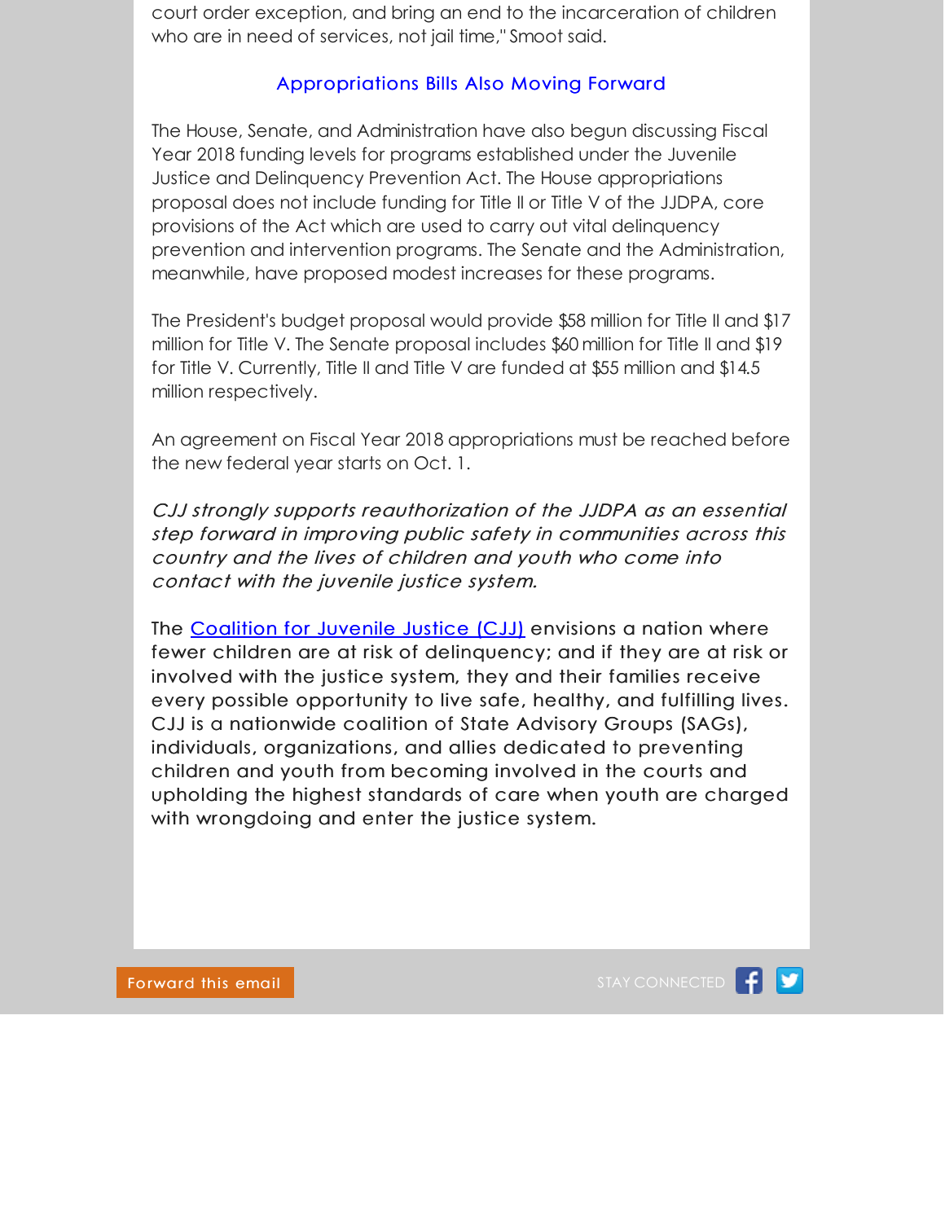court order exception, and bring an end to the incarceration of children who are in need of services, not jail time," Smoot said.

## Appropriations Bills Also Moving Forward

The House, Senate, and Administration have also begun discussing Fiscal Year 2018 funding levels for programs established under the Juvenile Justice and Delinquency Prevention Act. The House appropriations proposal does not include funding for Title II or Title V of the JJDPA, core provisions of the Act which are used to carry out vital delinquency prevention and intervention programs. The Senate and the Administration, meanwhile, have proposed modest increases for these programs.

The President's budget proposal would provide $58 million for Title II and $17 million for Title V. The Senate proposal includes $60 million for Title II and $19 for Title V. Currently, Title II and Title V are funded at $55 million and $14.5 million respectively.

An agreement on Fiscal Year 2018 appropriations must be reached before the new federal year starts on Oct. 1.

*CJJ strongly supports reauthorization of the JJDPA as an essential step forward in improving public safety in communities across this country and the lives of children and youth who come into contact with the juvenile justice system.*

The [Coalition for Juvenile Justice (CJJ)] envisions a nation where fewer children are at risk of delinquency; and if they are at risk or involved with the justice system, they and their families receive every possible opportunity to live safe, healthy, and fulfilling lives. CJJ is a nationwide coalition of State Advisory Groups (SAGs), individuals, organizations, and allies dedicated to preventing children and youth from becoming involved in the courts and upholding the highest standards of care when youth are charged with wrongdoing and enter the justice system.

Forward this email

STAY CONNECTED